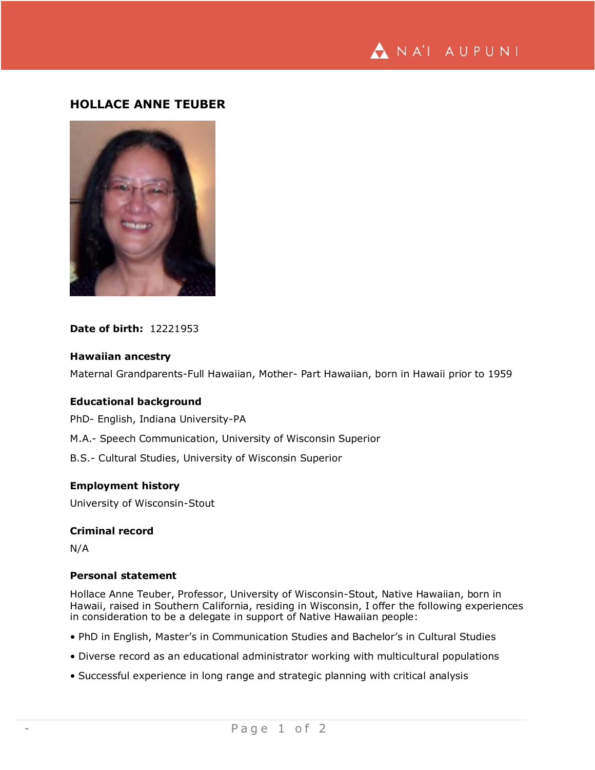# HOLLACE ANNE TEUBER

**Date of birth:** 12221953

### Hawaiian ancestry

Maternal Grandparents-Full Hawaiian, Mother- Part Hawaiian, born in Hawaii prior to 1959

### Educational background

PhD- English, Indiana University-PA

M.A.- Speech Communication, University of Wisconsin Superior

B.S.- Cultural Studies, University of Wisconsin Superior

### Employment history

University of Wisconsin-Stout

### Criminal record

N/A

### Personal statement

Hollace Anne Teuber, Professor, University of Wisconsin-Stout, Native Hawaiian, born in Hawaii, raised in Southern California, residing in Wisconsin, I offer the following experiences in consideration to be a delegate in support of Native Hawaiian people:

- PhD in English, Master's in Communication Studies and Bachelor's in Cultural Studies
- Diverse record as an educational administrator working with multicultural populations
- Successful experience in long range and strategic planning with critical analysis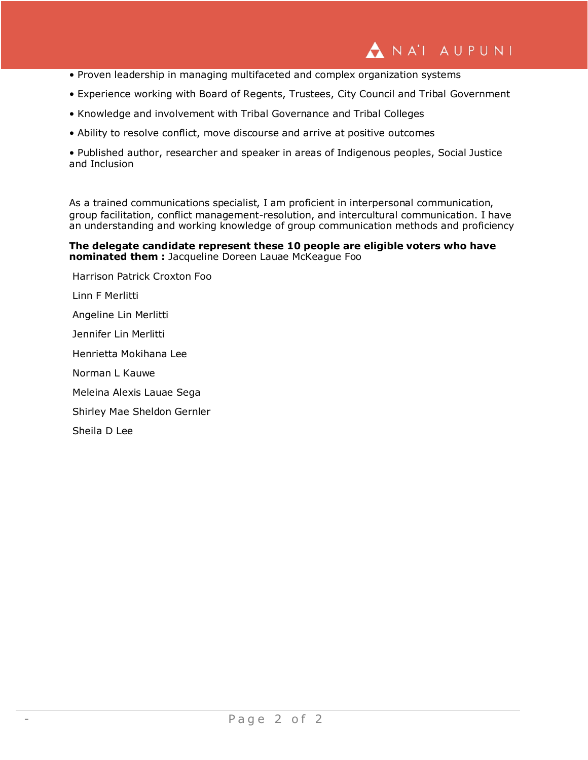- Proven leadership in managing multifaceted and complex organization systems
- Experience working with Board of Regents, Trustees, City Council and Tribal Government
- Knowledge and involvement with Tribal Governance and Tribal Colleges
- Ability to resolve conflict, move discourse and arrive at positive outcomes
- Published author, researcher and speaker in areas of Indigenous peoples, Social Justice and Inclusion

As a trained communications specialist, I am proficient in interpersonal communication, group facilitation, conflict management-resolution, and intercultural communication. I have an understanding and working knowledge of group communication methods and proficiency

**The delegate candidate represent these 10 people are eligible voters who have nominated them :** Jacqueline Doreen Lauae McKeague Foo

Harrison Patrick Croxton Foo

Linn F Merlitti

Angeline Lin Merlitti

Jennifer Lin Merlitti

Henrietta Mokihana Lee

Norman L Kauwe

Meleina Alexis Lauae Sega

Shirley Mae Sheldon Gernler

Sheila D Lee